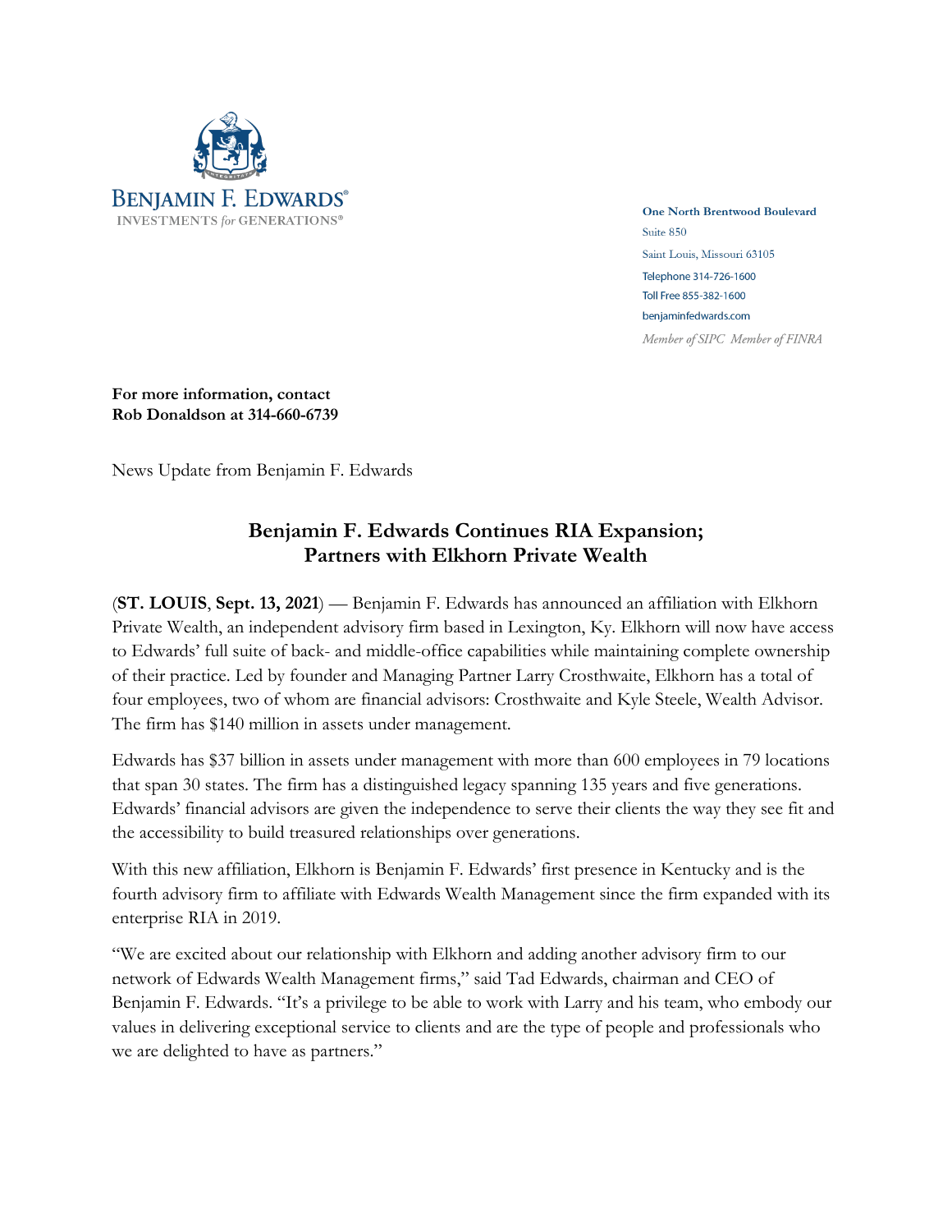BENJAMIN F. EDWARDS®
INVESTMENTS *for* GENERATIONS®

**One North Brentwood Boulevard**
Suite 850
Saint Louis, Missouri 63105
Telephone 314-726-1600
Toll Free 855-382-1600
benjaminfedwards.com
*Member of SIPC Member of FINRA*

**For more information, contact**
**Rob Donaldson at 314-660-6739**

News Update from Benjamin F. Edwards

## Benjamin F. Edwards Continues RIA Expansion; Partners with Elkhorn Private Wealth

(**ST. LOUIS**, **Sept. 13, 2021**) — Benjamin F. Edwards has announced an affiliation with Elkhorn Private Wealth, an independent advisory firm based in Lexington, Ky. Elkhorn will now have access to Edwards' full suite of back- and middle-office capabilities while maintaining complete ownership of their practice. Led by founder and Managing Partner Larry Crosthwaite, Elkhorn has a total of four employees, two of whom are financial advisors: Crosthwaite and Kyle Steele, Wealth Advisor. The firm has $140 million in assets under management.

Edwards has $37 billion in assets under management with more than 600 employees in 79 locations that span 30 states. The firm has a distinguished legacy spanning 135 years and five generations. Edwards' financial advisors are given the independence to serve their clients the way they see fit and the accessibility to build treasured relationships over generations.

With this new affiliation, Elkhorn is Benjamin F. Edwards' first presence in Kentucky and is the fourth advisory firm to affiliate with Edwards Wealth Management since the firm expanded with its enterprise RIA in 2019.

"We are excited about our relationship with Elkhorn and adding another advisory firm to our network of Edwards Wealth Management firms," said Tad Edwards, chairman and CEO of Benjamin F. Edwards. "It's a privilege to be able to work with Larry and his team, who embody our values in delivering exceptional service to clients and are the type of people and professionals who we are delighted to have as partners."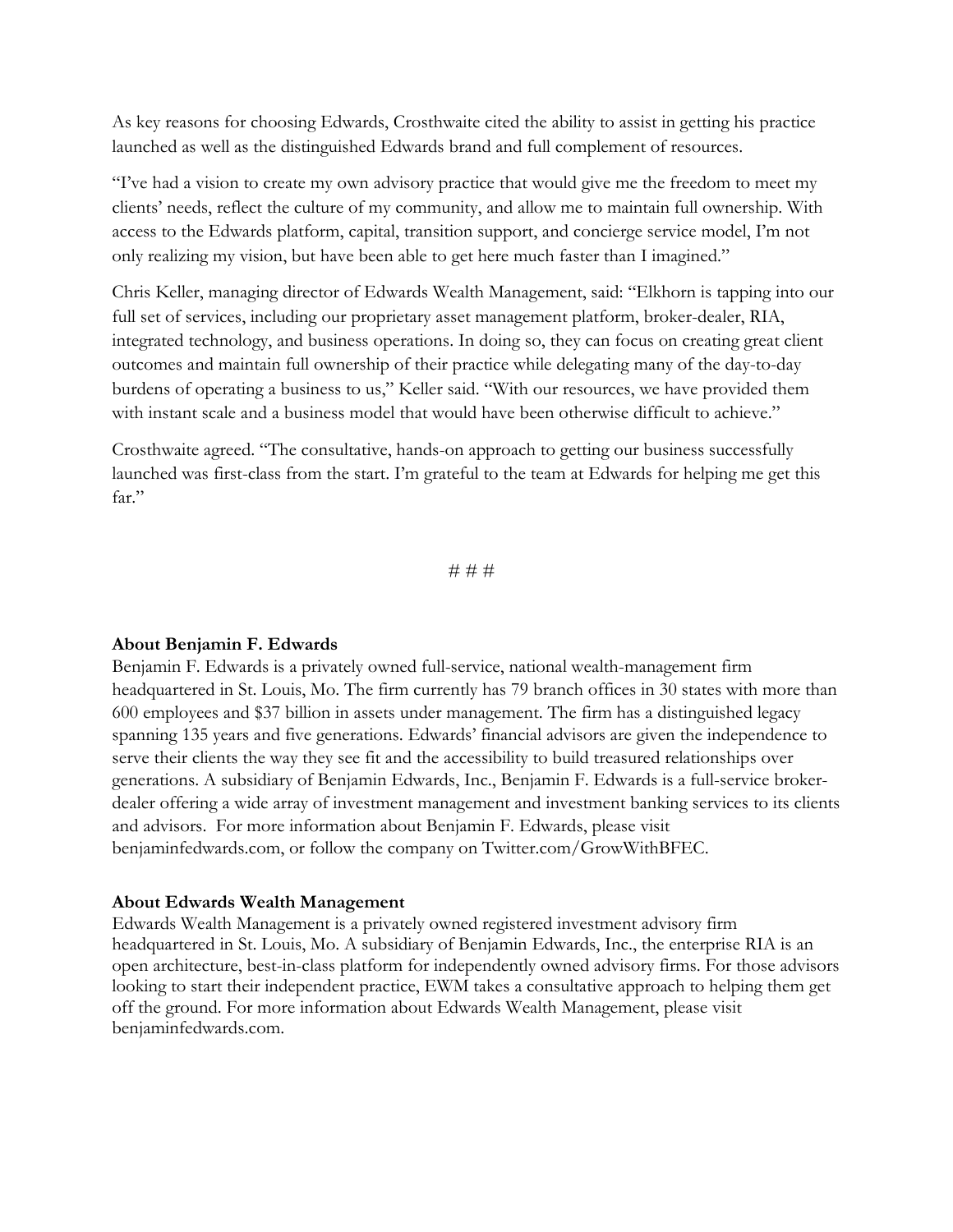As key reasons for choosing Edwards, Crosthwaite cited the ability to assist in getting his practice launched as well as the distinguished Edwards brand and full complement of resources.

"I've had a vision to create my own advisory practice that would give me the freedom to meet my clients' needs, reflect the culture of my community, and allow me to maintain full ownership. With access to the Edwards platform, capital, transition support, and concierge service model, I'm not only realizing my vision, but have been able to get here much faster than I imagined."

Chris Keller, managing director of Edwards Wealth Management, said: "Elkhorn is tapping into our full set of services, including our proprietary asset management platform, broker-dealer, RIA, integrated technology, and business operations. In doing so, they can focus on creating great client outcomes and maintain full ownership of their practice while delegating many of the day-to-day burdens of operating a business to us," Keller said. "With our resources, we have provided them with instant scale and a business model that would have been otherwise difficult to achieve."

Crosthwaite agreed. "The consultative, hands-on approach to getting our business successfully launched was first-class from the start. I'm grateful to the team at Edwards for helping me get this far."

# # #

**About Benjamin F. Edwards**
Benjamin F. Edwards is a privately owned full-service, national wealth-management firm headquartered in St. Louis, Mo. The firm currently has 79 branch offices in 30 states with more than 600 employees and $37 billion in assets under management. The firm has a distinguished legacy spanning 135 years and five generations. Edwards' financial advisors are given the independence to serve their clients the way they see fit and the accessibility to build treasured relationships over generations. A subsidiary of Benjamin Edwards, Inc., Benjamin F. Edwards is a full-service broker-dealer offering a wide array of investment management and investment banking services to its clients and advisors. For more information about Benjamin F. Edwards, please visit benjaminfedwards.com, or follow the company on Twitter.com/GrowWithBFEC.

**About Edwards Wealth Management**
Edwards Wealth Management is a privately owned registered investment advisory firm headquartered in St. Louis, Mo. A subsidiary of Benjamin Edwards, Inc., the enterprise RIA is an open architecture, best-in-class platform for independently owned advisory firms. For those advisors looking to start their independent practice, EWM takes a consultative approach to helping them get off the ground. For more information about Edwards Wealth Management, please visit benjaminfedwards.com.